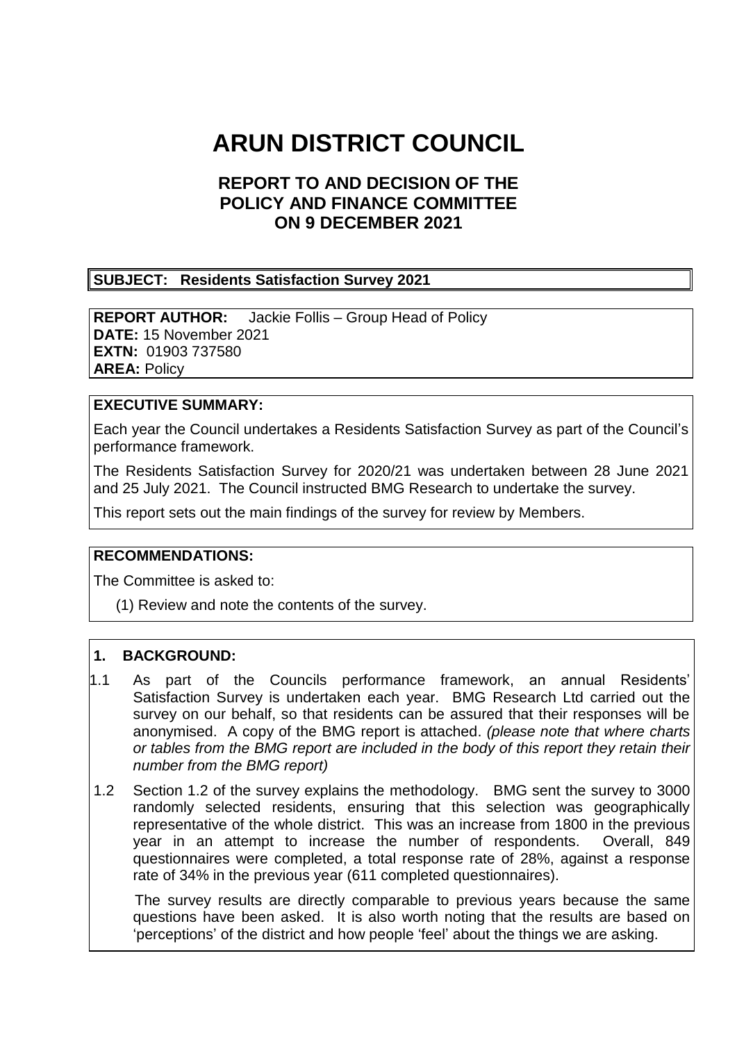# ARUN DISTRICT COUNCIL

## REPORT TO AND DECISION OF THE POLICY AND FINANCE COMMITTEE ON 9 DECEMBER 2021

**SUBJECT: Residents Satisfaction Survey 2021**

**REPORT AUTHOR:** Jackie Follis – Group Head of Policy
**DATE:** 15 November 2021
**EXTN:** 01903 737580
**AREA:** Policy

**EXECUTIVE SUMMARY:**

Each year the Council undertakes a Residents Satisfaction Survey as part of the Council's performance framework.

The Residents Satisfaction Survey for 2020/21 was undertaken between 28 June 2021 and 25 July 2021. The Council instructed BMG Research to undertake the survey.

This report sets out the main findings of the survey for review by Members.

**RECOMMENDATIONS:**

The Committee is asked to:

(1) Review and note the contents of the survey.

**1. BACKGROUND:**

1.1 As part of the Councils performance framework, an annual Residents' Satisfaction Survey is undertaken each year. BMG Research Ltd carried out the survey on our behalf, so that residents can be assured that their responses will be anonymised. A copy of the BMG report is attached. *(please note that where charts or tables from the BMG report are included in the body of this report they retain their number from the BMG report)*

1.2 Section 1.2 of the survey explains the methodology. BMG sent the survey to 3000 randomly selected residents, ensuring that this selection was geographically representative of the whole district. This was an increase from 1800 in the previous year in an attempt to increase the number of respondents. Overall, 849 questionnaires were completed, a total response rate of 28%, against a response rate of 34% in the previous year (611 completed questionnaires).

The survey results are directly comparable to previous years because the same questions have been asked. It is also worth noting that the results are based on 'perceptions' of the district and how people 'feel' about the things we are asking.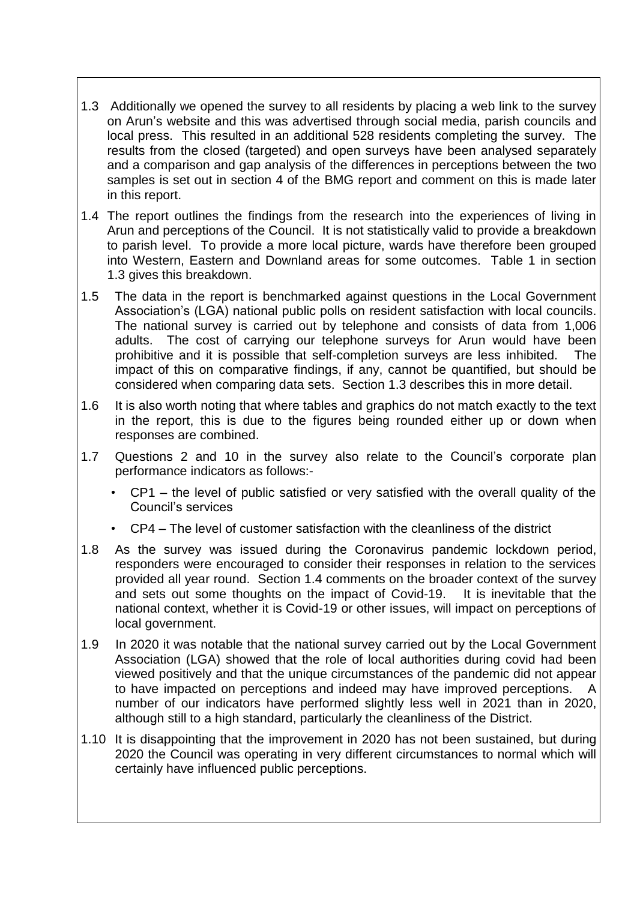1.3 Additionally we opened the survey to all residents by placing a web link to the survey on Arun's website and this was advertised through social media, parish councils and local press. This resulted in an additional 528 residents completing the survey. The results from the closed (targeted) and open surveys have been analysed separately and a comparison and gap analysis of the differences in perceptions between the two samples is set out in section 4 of the BMG report and comment on this is made later in this report.

1.4 The report outlines the findings from the research into the experiences of living in Arun and perceptions of the Council. It is not statistically valid to provide a breakdown to parish level. To provide a more local picture, wards have therefore been grouped into Western, Eastern and Downland areas for some outcomes. Table 1 in section 1.3 gives this breakdown.

1.5 The data in the report is benchmarked against questions in the Local Government Association's (LGA) national public polls on resident satisfaction with local councils. The national survey is carried out by telephone and consists of data from 1,006 adults. The cost of carrying our telephone surveys for Arun would have been prohibitive and it is possible that self-completion surveys are less inhibited. The impact of this on comparative findings, if any, cannot be quantified, but should be considered when comparing data sets. Section 1.3 describes this in more detail.

1.6 It is also worth noting that where tables and graphics do not match exactly to the text in the report, this is due to the figures being rounded either up or down when responses are combined.

1.7 Questions 2 and 10 in the survey also relate to the Council's corporate plan performance indicators as follows:-

- CP1 – the level of public satisfied or very satisfied with the overall quality of the Council's services
- CP4 – The level of customer satisfaction with the cleanliness of the district

1.8 As the survey was issued during the Coronavirus pandemic lockdown period, responders were encouraged to consider their responses in relation to the services provided all year round. Section 1.4 comments on the broader context of the survey and sets out some thoughts on the impact of Covid-19. It is inevitable that the national context, whether it is Covid-19 or other issues, will impact on perceptions of local government.

1.9 In 2020 it was notable that the national survey carried out by the Local Government Association (LGA) showed that the role of local authorities during covid had been viewed positively and that the unique circumstances of the pandemic did not appear to have impacted on perceptions and indeed may have improved perceptions. A number of our indicators have performed slightly less well in 2021 than in 2020, although still to a high standard, particularly the cleanliness of the District.

1.10 It is disappointing that the improvement in 2020 has not been sustained, but during 2020 the Council was operating in very different circumstances to normal which will certainly have influenced public perceptions.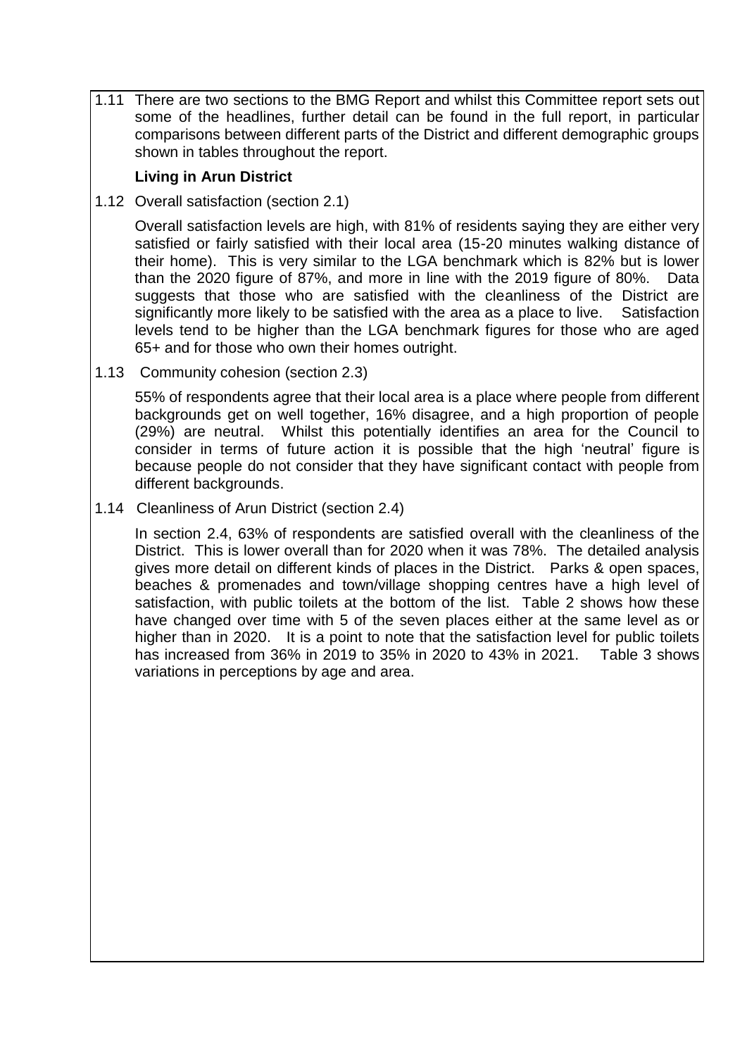1.11 There are two sections to the BMG Report and whilst this Committee report sets out some of the headlines, further detail can be found in the full report, in particular comparisons between different parts of the District and different demographic groups shown in tables throughout the report.

**Living in Arun District**

1.12 Overall satisfaction (section 2.1)

Overall satisfaction levels are high, with 81% of residents saying they are either very satisfied or fairly satisfied with their local area (15-20 minutes walking distance of their home). This is very similar to the LGA benchmark which is 82% but is lower than the 2020 figure of 87%, and more in line with the 2019 figure of 80%. Data suggests that those who are satisfied with the cleanliness of the District are significantly more likely to be satisfied with the area as a place to live. Satisfaction levels tend to be higher than the LGA benchmark figures for those who are aged 65+ and for those who own their homes outright.

1.13 Community cohesion (section 2.3)

55% of respondents agree that their local area is a place where people from different backgrounds get on well together, 16% disagree, and a high proportion of people (29%) are neutral. Whilst this potentially identifies an area for the Council to consider in terms of future action it is possible that the high 'neutral' figure is because people do not consider that they have significant contact with people from different backgrounds.

1.14 Cleanliness of Arun District (section 2.4)

In section 2.4, 63% of respondents are satisfied overall with the cleanliness of the District. This is lower overall than for 2020 when it was 78%. The detailed analysis gives more detail on different kinds of places in the District. Parks & open spaces, beaches & promenades and town/village shopping centres have a high level of satisfaction, with public toilets at the bottom of the list. Table 2 shows how these have changed over time with 5 of the seven places either at the same level as or higher than in 2020. It is a point to note that the satisfaction level for public toilets has increased from 36% in 2019 to 35% in 2020 to 43% in 2021. Table 3 shows variations in perceptions by age and area.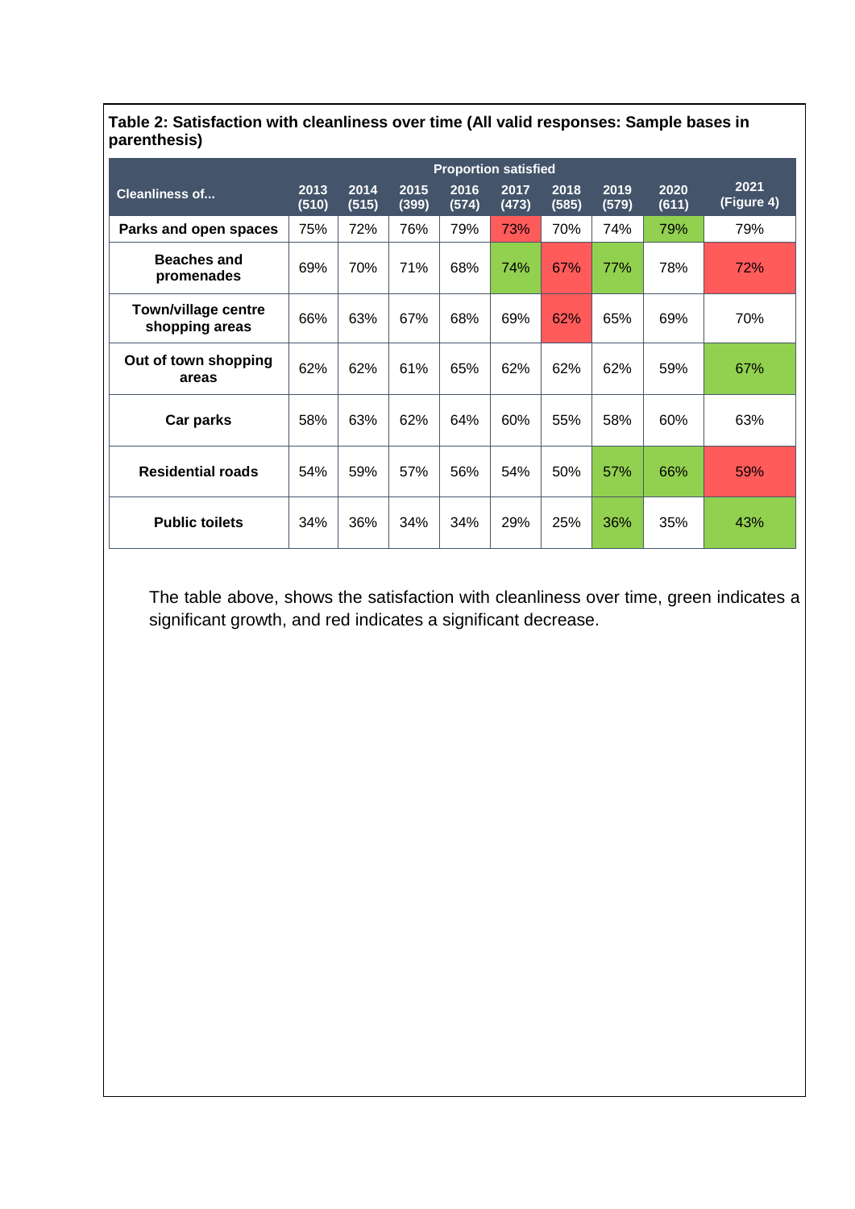**Table 2: Satisfaction with cleanliness over time (All valid responses: Sample bases in parenthesis)**

| Cleanliness of... | Proportion satisfied | | | | | | | | |
|---|---|---|---|---|---|---|---|---|---|
| | 2013 (510) | 2014 (515) | 2015 (399) | 2016 (574) | 2017 (473) | 2018 (585) | 2019 (579) | 2020 (611) | 2021 (Figure 4) |
| **Parks and open spaces** | 75% | 72% | 76% | 79% | 73% | 70% | 74% | 79% | 79% |
| **Beaches and promenades** | 69% | 70% | 71% | 68% | 74% | 67% | 77% | 78% | 72% |
| **Town/village centre shopping areas** | 66% | 63% | 67% | 68% | 69% | 62% | 65% | 69% | 70% |
| **Out of town shopping areas** | 62% | 62% | 61% | 65% | 62% | 62% | 62% | 59% | 67% |
| **Car parks** | 58% | 63% | 62% | 64% | 60% | 55% | 58% | 60% | 63% |
| **Residential roads** | 54% | 59% | 57% | 56% | 54% | 50% | 57% | 66% | 59% |
| **Public toilets** | 34% | 36% | 34% | 34% | 29% | 25% | 36% | 35% | 43% |

The table above, shows the satisfaction with cleanliness over time, green indicates a significant growth, and red indicates a significant decrease.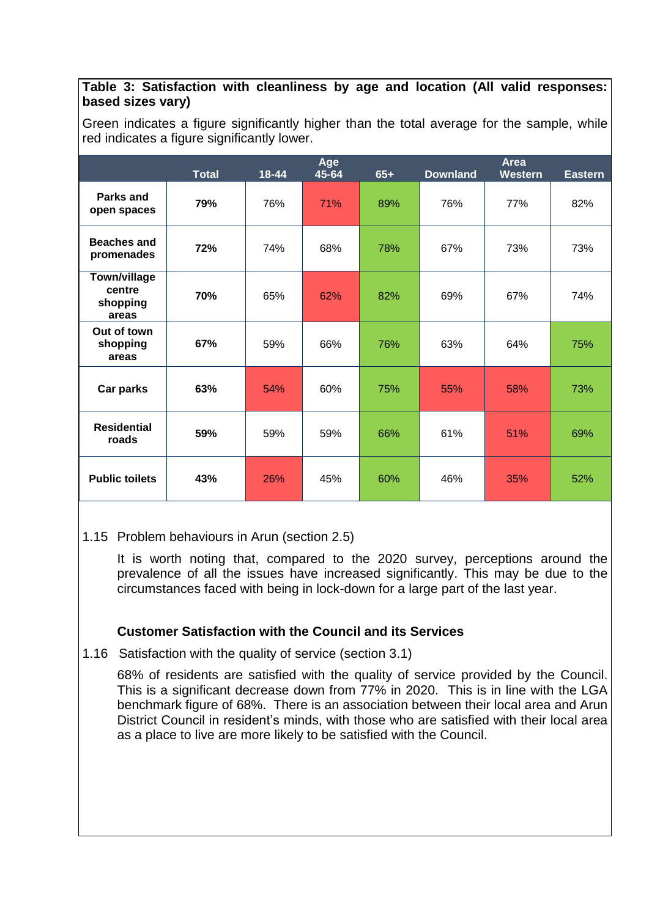**Table 3: Satisfaction with cleanliness by age and location (All valid responses: based sizes vary)**

Green indicates a figure significantly higher than the total average for the sample, while red indicates a figure significantly lower.

| | Total | Age | | | Area | | |
|---|---|---|---|---|---|---|---|
| | | 18-44 | 45-64 | 65+ | Downland | Western | Eastern |
| **Parks and open spaces** | **79%** | 76% | 71% | 89% | 76% | 77% | 82% |
| **Beaches and promenades** | **72%** | 74% | 68% | 78% | 67% | 73% | 73% |
| **Town/village centre shopping areas** | **70%** | 65% | 62% | 82% | 69% | 67% | 74% |
| **Out of town shopping areas** | **67%** | 59% | 66% | 76% | 63% | 64% | 75% |
| **Car parks** | **63%** | 54% | 60% | 75% | 55% | 58% | 73% |
| **Residential roads** | **59%** | 59% | 59% | 66% | 61% | 51% | 69% |
| **Public toilets** | **43%** | 26% | 45% | 60% | 46% | 35% | 52% |

1.15 Problem behaviours in Arun (section 2.5)

It is worth noting that, compared to the 2020 survey, perceptions around the prevalence of all the issues have increased significantly. This may be due to the circumstances faced with being in lock-down for a large part of the last year.

**Customer Satisfaction with the Council and its Services**

1.16 Satisfaction with the quality of service (section 3.1)

68% of residents are satisfied with the quality of service provided by the Council. This is a significant decrease down from 77% in 2020. This is in line with the LGA benchmark figure of 68%. There is an association between their local area and Arun District Council in resident's minds, with those who are satisfied with their local area as a place to live are more likely to be satisfied with the Council.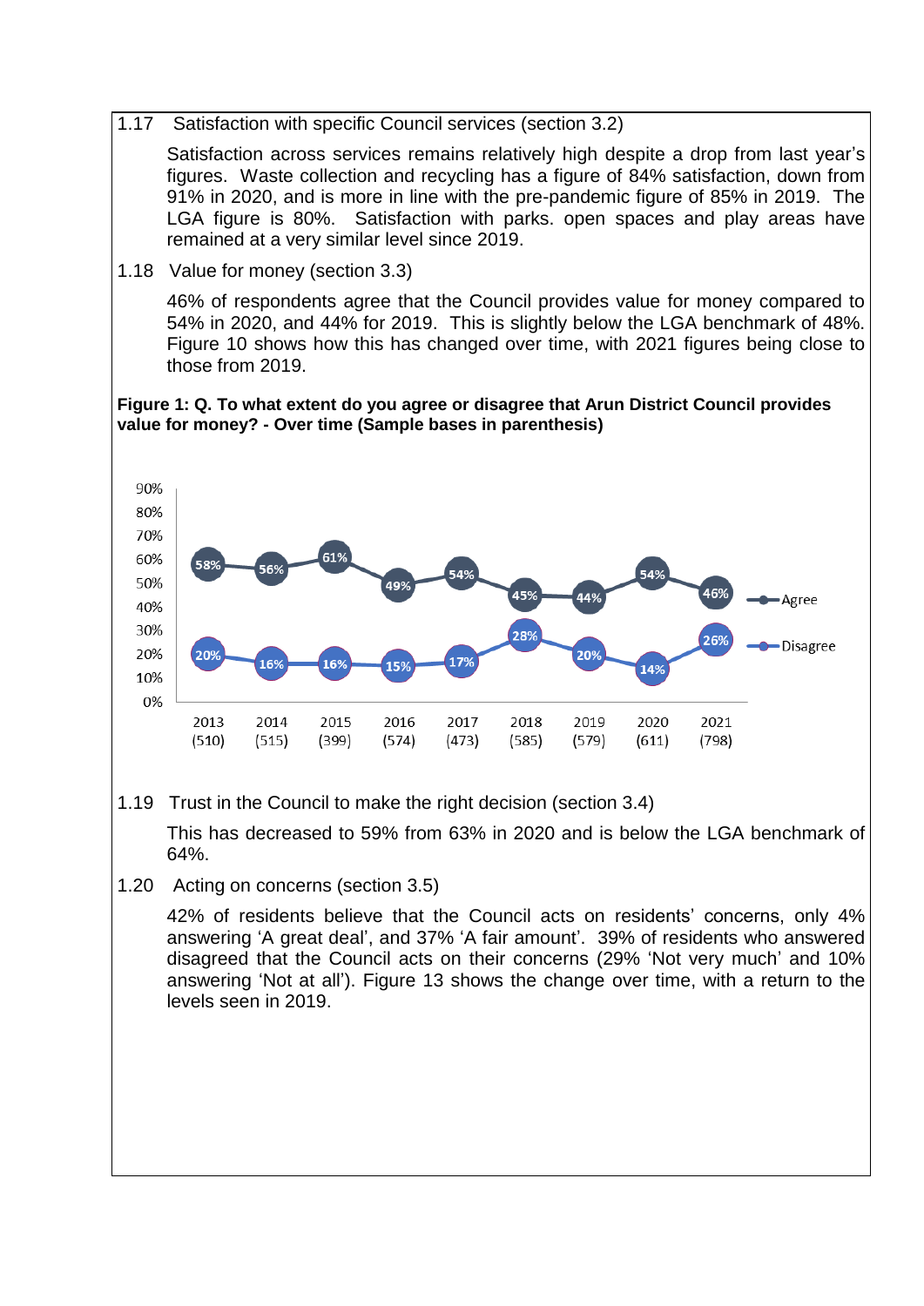1.17 Satisfaction with specific Council services (section 3.2)

Satisfaction across services remains relatively high despite a drop from last year's figures. Waste collection and recycling has a figure of 84% satisfaction, down from 91% in 2020, and is more in line with the pre-pandemic figure of 85% in 2019. The LGA figure is 80%. Satisfaction with parks. open spaces and play areas have remained at a very similar level since 2019.

1.18 Value for money (section 3.3)

46% of respondents agree that the Council provides value for money compared to 54% in 2020, and 44% for 2019. This is slightly below the LGA benchmark of 48%. Figure 10 shows how this has changed over time, with 2021 figures being close to those from 2019.

**Figure 1: Q. To what extent do you agree or disagree that Arun District Council provides value for money? - Over time (Sample bases in parenthesis)**

| | 2013 (510) | 2014 (515) | 2015 (399) | 2016 (574) | 2017 (473) | 2018 (585) | 2019 (579) | 2020 (611) | 2021 (798) |
|---|---|---|---|---|---|---|---|---|---|
| Agree | 58% | 56% | 61% | 49% | 54% | 45% | 44% | 54% | 46% |
| Disagree | 20% | 16% | 16% | 15% | 17% | 28% | 20% | 14% | 26% |

1.19 Trust in the Council to make the right decision (section 3.4)

This has decreased to 59% from 63% in 2020 and is below the LGA benchmark of 64%.

1.20 Acting on concerns (section 3.5)

42% of residents believe that the Council acts on residents' concerns, only 4% answering 'A great deal', and 37% 'A fair amount'. 39% of residents who answered disagreed that the Council acts on their concerns (29% 'Not very much' and 10% answering 'Not at all'). Figure 13 shows the change over time, with a return to the levels seen in 2019.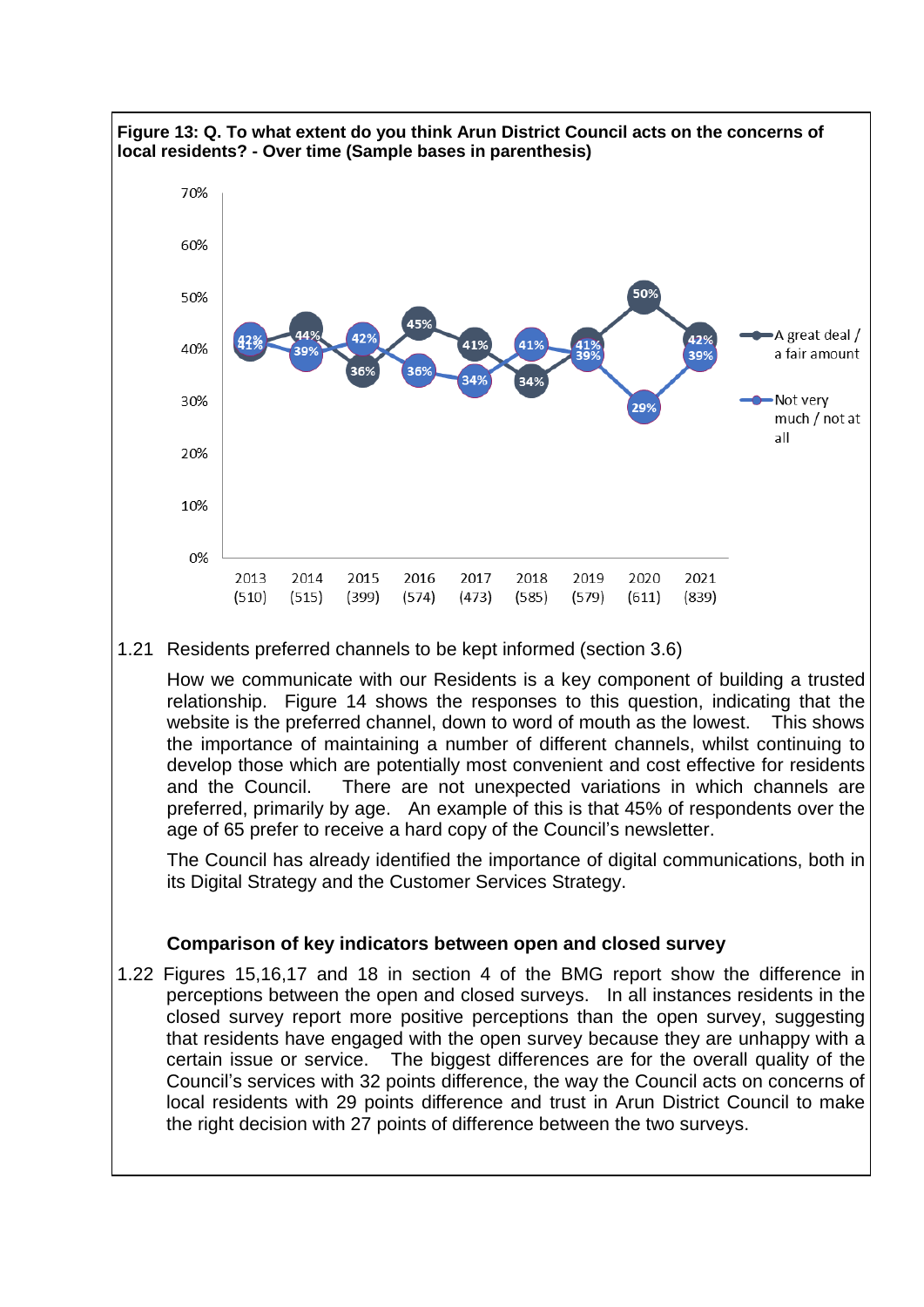**Figure 13: Q. To what extent do you think Arun District Council acts on the concerns of local residents? - Over time (Sample bases in parenthesis)**

| Year (sample base) | A great deal / a fair amount | Not very much / not at all |
|---|---|---|
| 2013 (510) | 41% | 42% |
| 2014 (515) | 44% | 39% |
| 2015 (399) | 36% | 42% |
| 2016 (574) | 45% | 36% |
| 2017 (473) | 41% | 34% |
| 2018 (585) | 34% | 41% |
| 2019 (579) | 39% | 41% |
| 2020 (611) | 50% | 29% |
| 2021 (839) | 42% | 39% |

1.21 Residents preferred channels to be kept informed (section 3.6)

How we communicate with our Residents is a key component of building a trusted relationship. Figure 14 shows the responses to this question, indicating that the website is the preferred channel, down to word of mouth as the lowest. This shows the importance of maintaining a number of different channels, whilst continuing to develop those which are potentially most convenient and cost effective for residents and the Council. There are not unexpected variations in which channels are preferred, primarily by age. An example of this is that 45% of respondents over the age of 65 prefer to receive a hard copy of the Council's newsletter.

The Council has already identified the importance of digital communications, both in its Digital Strategy and the Customer Services Strategy.

**Comparison of key indicators between open and closed survey**

1.22 Figures 15,16,17 and 18 in section 4 of the BMG report show the difference in perceptions between the open and closed surveys. In all instances residents in the closed survey report more positive perceptions than the open survey, suggesting that residents have engaged with the open survey because they are unhappy with a certain issue or service. The biggest differences are for the overall quality of the Council's services with 32 points difference, the way the Council acts on concerns of local residents with 29 points difference and trust in Arun District Council to make the right decision with 27 points of difference between the two surveys.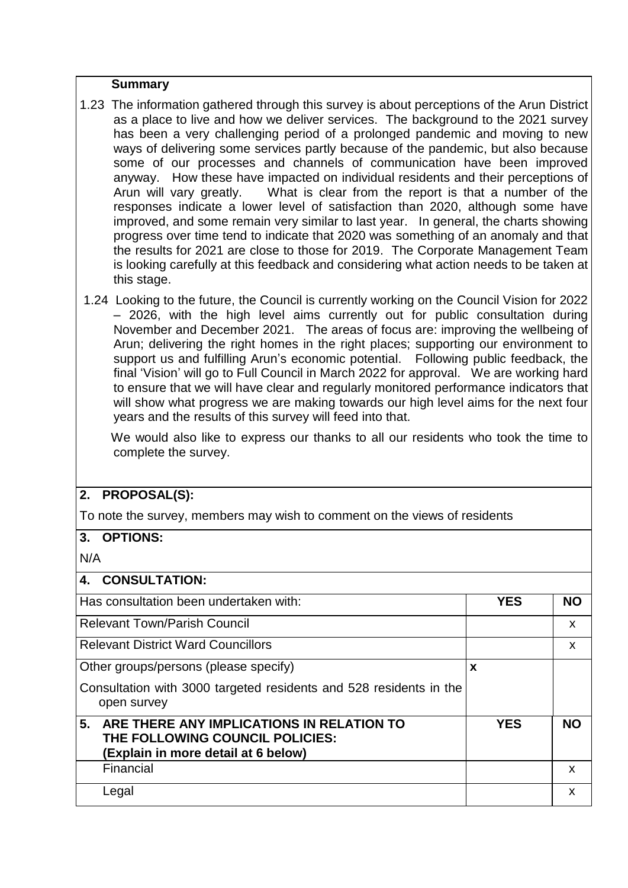**Summary**

1.23 The information gathered through this survey is about perceptions of the Arun District as a place to live and how we deliver services. The background to the 2021 survey has been a very challenging period of a prolonged pandemic and moving to new ways of delivering some services partly because of the pandemic, but also because some of our processes and channels of communication have been improved anyway. How these have impacted on individual residents and their perceptions of Arun will vary greatly. What is clear from the report is that a number of the responses indicate a lower level of satisfaction than 2020, although some have improved, and some remain very similar to last year. In general, the charts showing progress over time tend to indicate that 2020 was something of an anomaly and that the results for 2021 are close to those for 2019. The Corporate Management Team is looking carefully at this feedback and considering what action needs to be taken at this stage.

1.24 Looking to the future, the Council is currently working on the Council Vision for 2022 – 2026, with the high level aims currently out for public consultation during November and December 2021. The areas of focus are: improving the wellbeing of Arun; delivering the right homes in the right places; supporting our environment to support us and fulfilling Arun's economic potential. Following public feedback, the final 'Vision' will go to Full Council in March 2022 for approval. We are working hard to ensure that we will have clear and regularly monitored performance indicators that will show what progress we are making towards our high level aims for the next four years and the results of this survey will feed into that.

We would also like to express our thanks to all our residents who took the time to complete the survey.

## 2. PROPOSAL(S):

To note the survey, members may wish to comment on the views of residents

## 3. OPTIONS:

N/A

## 4. CONSULTATION:

| Has consultation been undertaken with: | YES | NO |
|---|---|---|
| Relevant Town/Parish Council | | x |
| Relevant District Ward Councillors | | x |
| Other groups/persons (please specify) | x | |
| Consultation with 3000 targeted residents and 528 residents in the open survey | | |

| 5. ARE THERE ANY IMPLICATIONS IN RELATION TO THE FOLLOWING COUNCIL POLICIES: (Explain in more detail at 6 below) | YES | NO |
|---|---|---|
| Financial | | x |
| Legal | | x |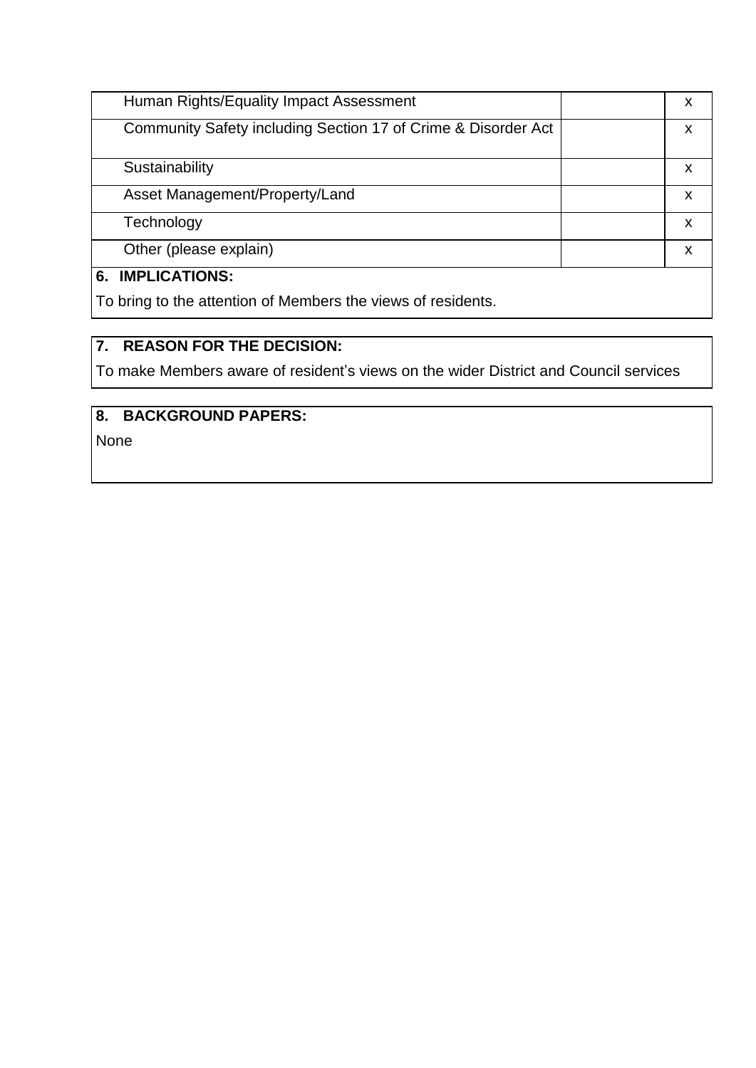| | | |
|---|---|---|
| Human Rights/Equality Impact Assessment | | x |
| Community Safety including Section 17 of Crime & Disorder Act | | x |
| Sustainability | | x |
| Asset Management/Property/Land | | x |
| Technology | | x |
| Other (please explain) | | x |

**6. IMPLICATIONS:**

To bring to the attention of Members the views of residents.

**7. REASON FOR THE DECISION:**

To make Members aware of resident's views on the wider District and Council services

**8. BACKGROUND PAPERS:**

None